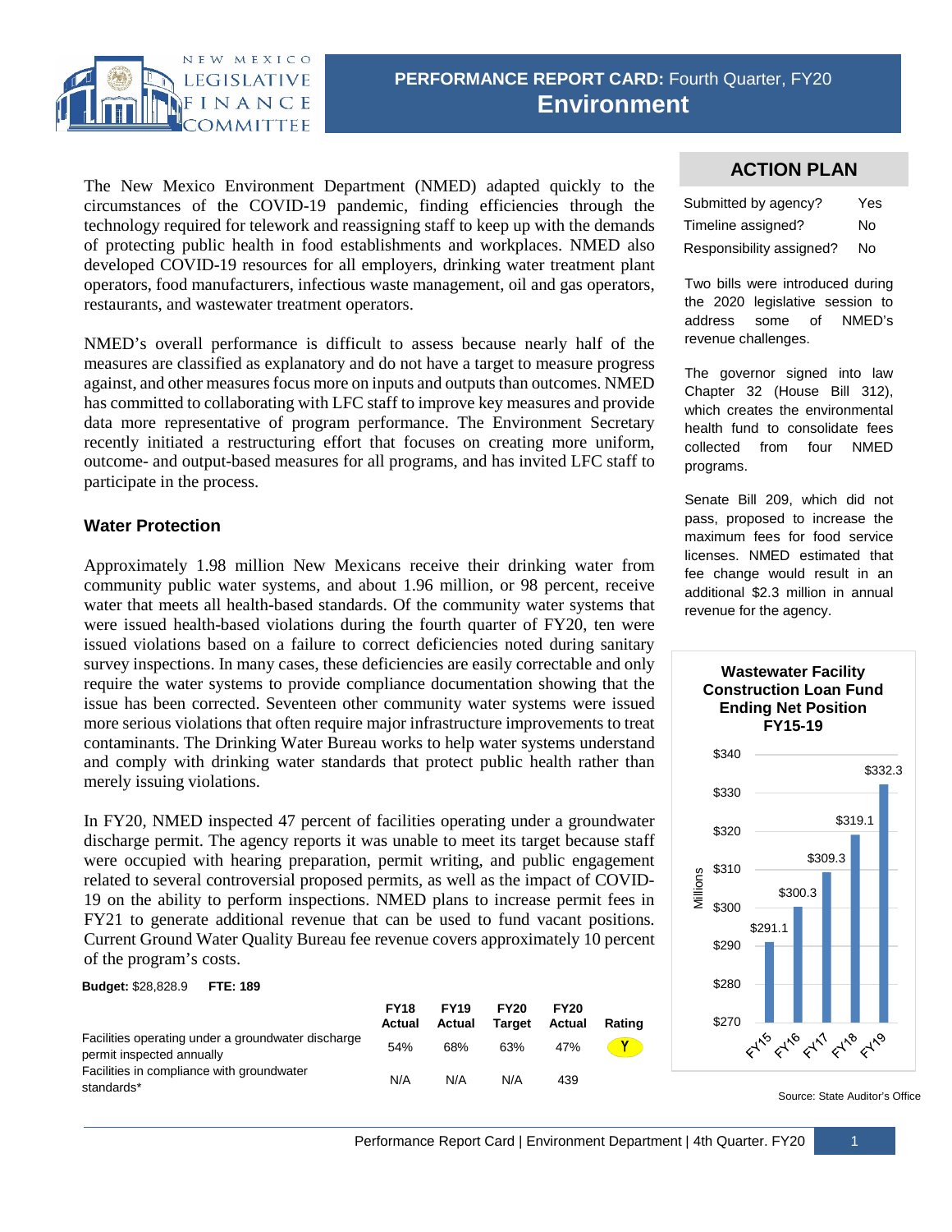# PERFORMANCE REPORT CARD: Fourth Quarter, FY20

# Environment

The New Mexico Environment Department (NMED) adapted quickly to the circumstances of the COVID-19 pandemic, finding efficiencies through the technology required for telework and reassigning staff to keep up with the demands of protecting public health in food establishments and workplaces. NMED also developed COVID-19 resources for all employers, drinking water treatment plant operators, food manufacturers, infectious waste management, oil and gas operators, restaurants, and wastewater treatment operators.

NMED's overall performance is difficult to assess because nearly half of the measures are classified as explanatory and do not have a target to measure progress against, and other measures focus more on inputs and outputs than outcomes. NMED has committed to collaborating with LFC staff to improve key measures and provide data more representative of program performance. The Environment Secretary recently initiated a restructuring effort that focuses on creating more uniform, outcome- and output-based measures for all programs, and has invited LFC staff to participate in the process.

## Water Protection

Approximately 1.98 million New Mexicans receive their drinking water from community public water systems, and about 1.96 million, or 98 percent, receive water that meets all health-based standards. Of the community water systems that were issued health-based violations during the fourth quarter of FY20, ten were issued violations based on a failure to correct deficiencies noted during sanitary survey inspections. In many cases, these deficiencies are easily correctable and only require the water systems to provide compliance documentation showing that the issue has been corrected. Seventeen other community water systems were issued more serious violations that often require major infrastructure improvements to treat contaminants. The Drinking Water Bureau works to help water systems understand and comply with drinking water standards that protect public health rather than merely issuing violations.

In FY20, NMED inspected 47 percent of facilities operating under a groundwater discharge permit. The agency reports it was unable to meet its target because staff were occupied with hearing preparation, permit writing, and public engagement related to several controversial proposed permits, as well as the impact of COVID-19 on the ability to perform inspections. NMED plans to increase permit fees in FY21 to generate additional revenue that can be used to fund vacant positions. Current Ground Water Quality Bureau fee revenue covers approximately 10 percent of the program's costs.

**Budget:** $28,828.9 **FTE:** 189

| | FY18 Actual | FY19 Actual | FY20 Target | FY20 Actual | Rating |
|---|---|---|---|---|---|
| Facilities operating under a groundwater discharge permit inspected annually | 54% | 68% | 63% | 47% | Y |
| Facilities in compliance with groundwater standards* | N/A | N/A | N/A | 439 | |

## ACTION PLAN

| | |
|---|---|
| Submitted by agency? | Yes |
| Timeline assigned? | No |
| Responsibility assigned? | No |

Two bills were introduced during the 2020 legislative session to address some of NMED's revenue challenges.

The governor signed into law Chapter 32 (House Bill 312), which creates the environmental health fund to consolidate fees collected from four NMED programs.

Senate Bill 209, which did not pass, proposed to increase the maximum fees for food service licenses. NMED estimated that fee change would result in an additional $2.3 million in annual revenue for the agency.

**Wastewater Facility Construction Loan Fund Ending Net Position FY15-19**

| Fiscal Year | Millions |
|---|---|
| FY15 | $291.1 |
| FY16 | $300.3 |
| FY17 | $309.3 |
| FY18 | $319.1 |
| FY19 | $332.3 |

Source: State Auditor's Office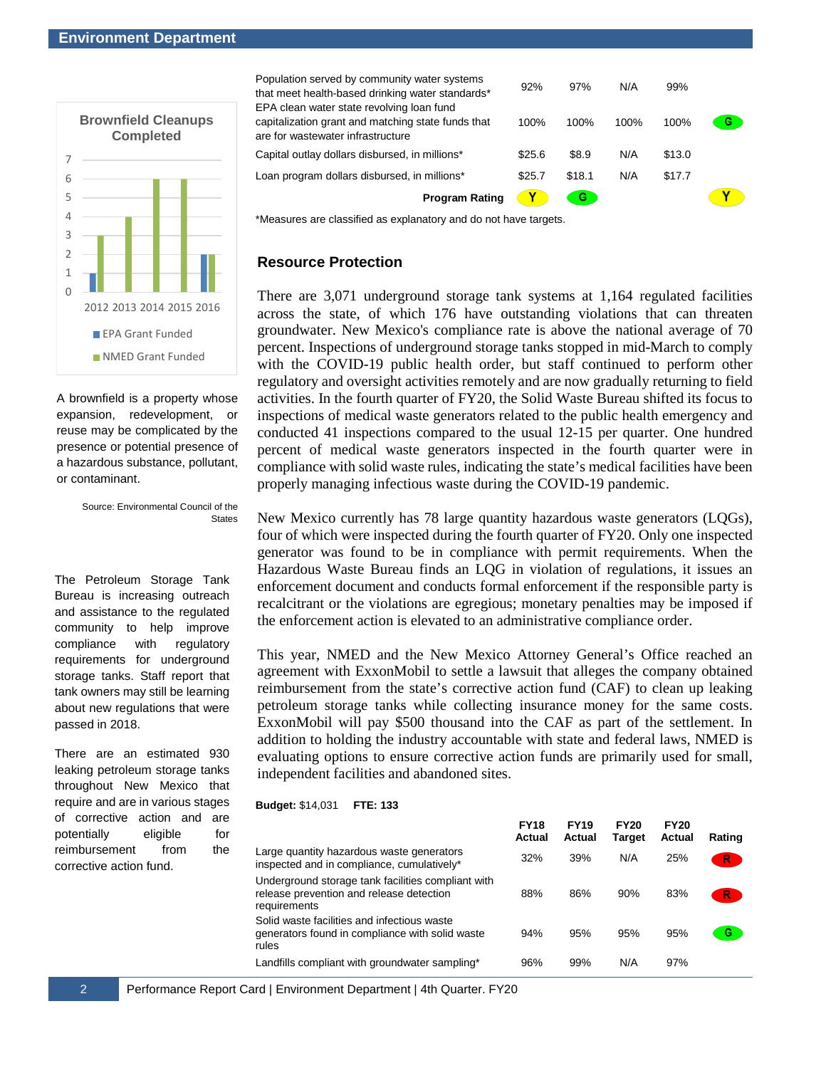| | | | | | |
|---|---|---|---|---|---|
| Population served by community water systems that meet health-based drinking water standards* | 92% | 97% | N/A | 99% | |
| EPA clean water state revolving loan fund capitalization grant and matching state funds that are for wastewater infrastructure | 100% | 100% | 100% | 100% | G |
| Capital outlay dollars disbursed, in millions* | $25.6 | $8.9 | N/A | $13.0 | |
| Loan program dollars disbursed, in millions* | $25.7 | $18.1 | N/A | $17.7 | |
| **Program Rating** | Y | G | | | Y |

*Measures are classified as explanatory and do not have targets.

**Brownfield Cleanups Completed**

| Year | EPA Grant Funded | NMED Grant Funded |
|---|---|---|
| 2012 | 1 | 3 |
| 2013 | | 4 |
| 2014 | | 6 |
| 2015 | | 6 |
| 2016 | 2 | 2 |

A brownfield is a property whose expansion, redevelopment, or reuse may be complicated by the presence or potential presence of a hazardous substance, pollutant, or contaminant.

Source: Environmental Council of the States

The Petroleum Storage Tank Bureau is increasing outreach and assistance to the regulated community to help improve compliance with regulatory requirements for underground storage tanks. Staff report that tank owners may still be learning about new regulations that were passed in 2018.

There are an estimated 930 leaking petroleum storage tanks throughout New Mexico that require and are in various stages of corrective action and are potentially eligible for reimbursement from the corrective action fund.

## Resource Protection

There are 3,071 underground storage tank systems at 1,164 regulated facilities across the state, of which 176 have outstanding violations that can threaten groundwater. New Mexico's compliance rate is above the national average of 70 percent. Inspections of underground storage tanks stopped in mid-March to comply with the COVID-19 public health order, but staff continued to perform other regulatory and oversight activities remotely and are now gradually returning to field activities. In the fourth quarter of FY20, the Solid Waste Bureau shifted its focus to inspections of medical waste generators related to the public health emergency and conducted 41 inspections compared to the usual 12-15 per quarter. One hundred percent of medical waste generators inspected in the fourth quarter were in compliance with solid waste rules, indicating the state's medical facilities have been properly managing infectious waste during the COVID-19 pandemic.

New Mexico currently has 78 large quantity hazardous waste generators (LQGs), four of which were inspected during the fourth quarter of FY20. Only one inspected generator was found to be in compliance with permit requirements. When the Hazardous Waste Bureau finds an LQG in violation of regulations, it issues an enforcement document and conducts formal enforcement if the responsible party is recalcitrant or the violations are egregious; monetary penalties may be imposed if the enforcement action is elevated to an administrative compliance order.

This year, NMED and the New Mexico Attorney General's Office reached an agreement with ExxonMobil to settle a lawsuit that alleges the company obtained reimbursement from the state's corrective action fund (CAF) to clean up leaking petroleum storage tanks while collecting insurance money for the same costs. ExxonMobil will pay $500 thousand into the CAF as part of the settlement. In addition to holding the industry accountable with state and federal laws, NMED is evaluating options to ensure corrective action funds are primarily used for small, independent facilities and abandoned sites.

**Budget:** $14,031 **FTE: 133**

| | FY18 Actual | FY19 Actual | FY20 Target | FY20 Actual | Rating |
|---|---|---|---|---|---|
| Large quantity hazardous waste generators inspected and in compliance, cumulatively* | 32% | 39% | N/A | 25% | R |
| Underground storage tank facilities compliant with release prevention and release detection requirements | 88% | 86% | 90% | 83% | R |
| Solid waste facilities and infectious waste generators found in compliance with solid waste rules | 94% | 95% | 95% | 95% | G |
| Landfills compliant with groundwater sampling* | 96% | 99% | N/A | 97% | |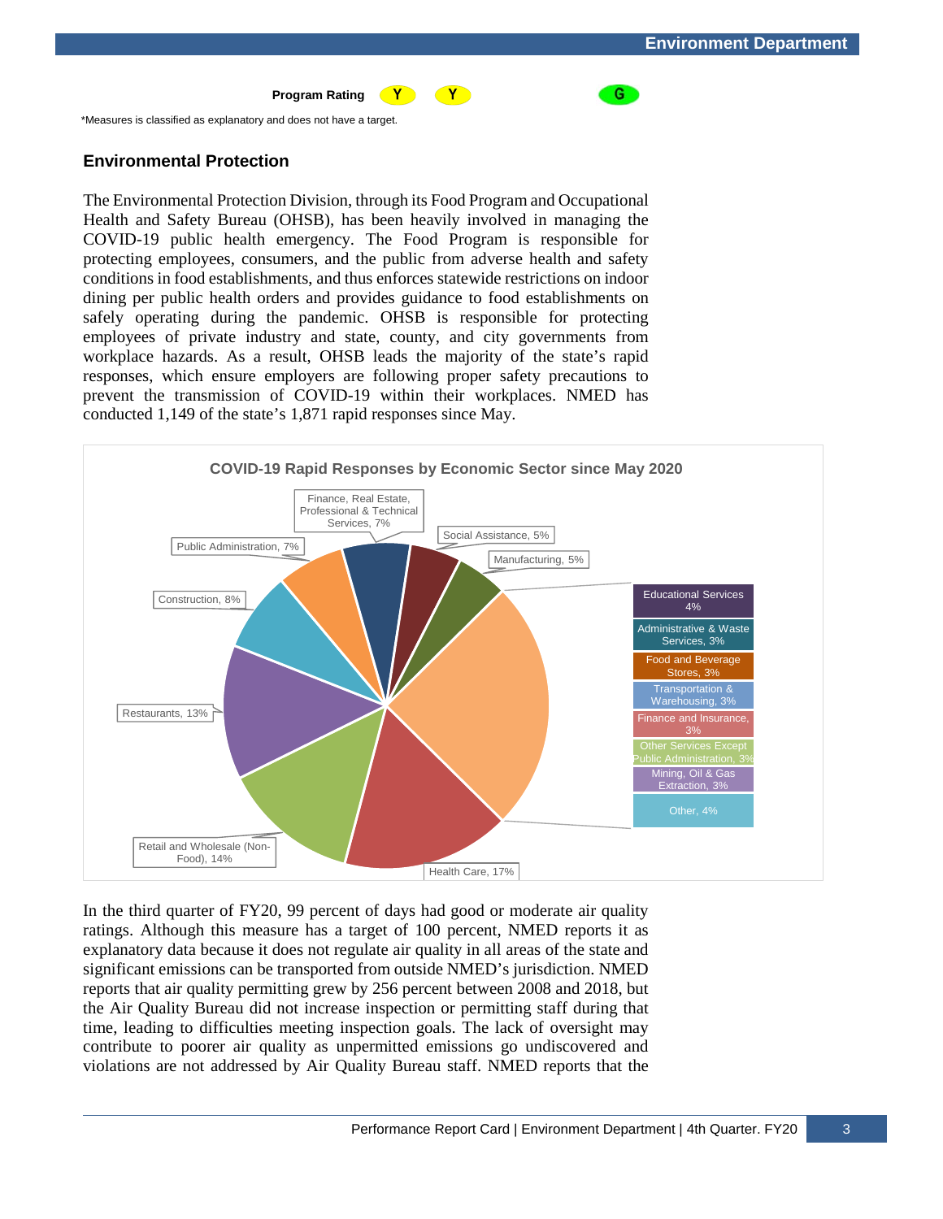| Program Rating | Y | Y | | G |
|---|---|---|---|---|

*Measures is classified as explanatory and does not have a target.

## Environmental Protection

The Environmental Protection Division, through its Food Program and Occupational Health and Safety Bureau (OHSB), has been heavily involved in managing the COVID-19 public health emergency. The Food Program is responsible for protecting employees, consumers, and the public from adverse health and safety conditions in food establishments, and thus enforces statewide restrictions on indoor dining per public health orders and provides guidance to food establishments on safely operating during the pandemic. OHSB is responsible for protecting employees of private industry and state, county, and city governments from workplace hazards. As a result, OHSB leads the majority of the state's rapid responses, which ensure employers are following proper safety precautions to prevent the transmission of COVID-19 within their workplaces. NMED has conducted 1,149 of the state's 1,871 rapid responses since May.

**COVID-19 Rapid Responses by Economic Sector since May 2020**

| Sector | Share |
|---|---|
| Health Care | 17% |
| Retail and Wholesale (Non-Food) | 14% |
| Restaurants | 13% |
| Construction | 8% |
| Public Administration | 7% |
| Finance, Real Estate, Professional & Technical Services | 7% |
| Social Assistance | 5% |
| Manufacturing | 5% |
| Educational Services | 4% |
| Administrative & Waste Services | 3% |
| Food and Beverage Stores | 3% |
| Transportation & Warehousing | 3% |
| Finance and Insurance | 3% |
| Other Services Except Public Administration | 3% |
| Mining, Oil & Gas Extraction | 3% |
| Other | 4% |

In the third quarter of FY20, 99 percent of days had good or moderate air quality ratings. Although this measure has a target of 100 percent, NMED reports it as explanatory data because it does not regulate air quality in all areas of the state and significant emissions can be transported from outside NMED's jurisdiction. NMED reports that air quality permitting grew by 256 percent between 2008 and 2018, but the Air Quality Bureau did not increase inspection or permitting staff during that time, leading to difficulties meeting inspection goals. The lack of oversight may contribute to poorer air quality as unpermitted emissions go undiscovered and violations are not addressed by Air Quality Bureau staff. NMED reports that the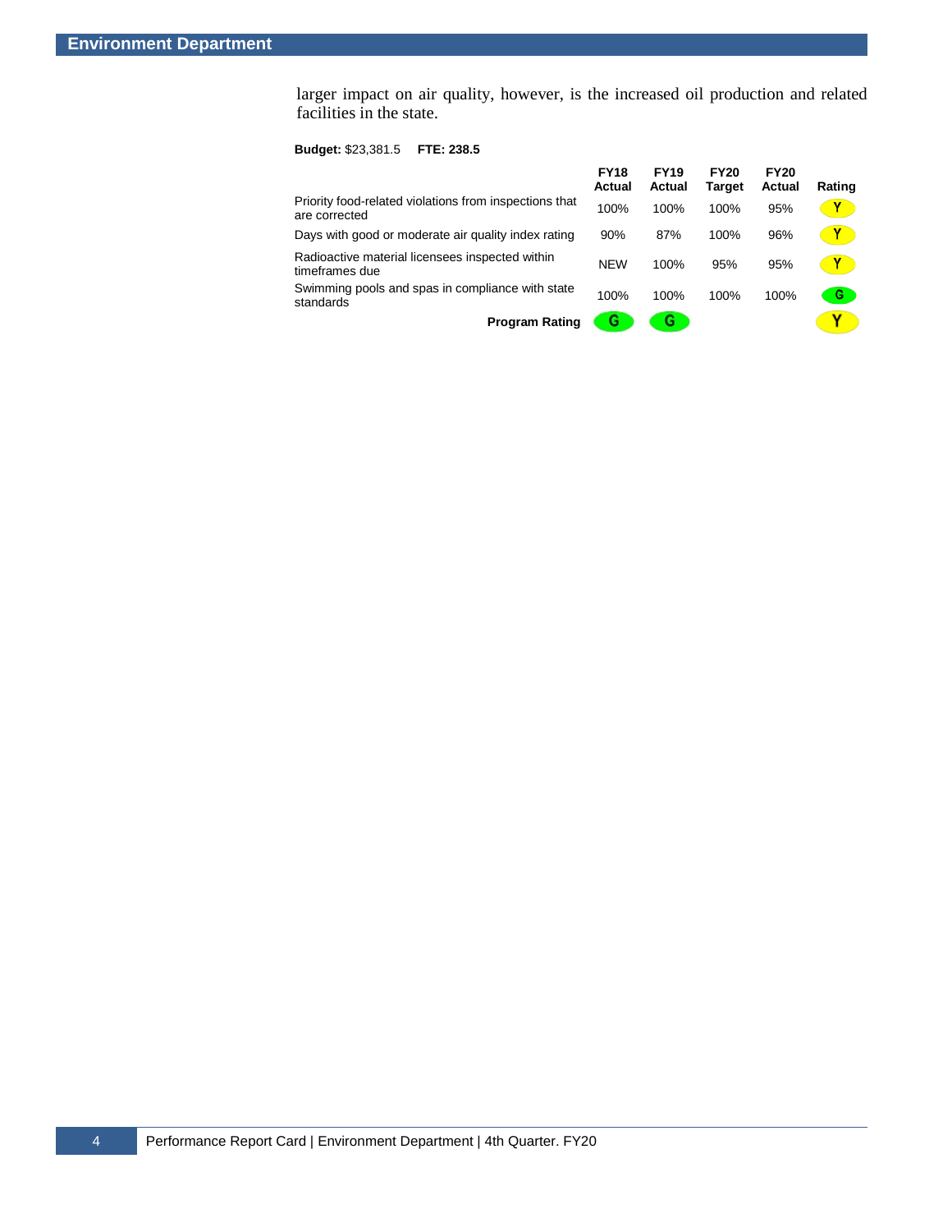larger impact on air quality, however, is the increased oil production and related facilities in the state.

**Budget:** $23,381.5 **FTE: 238.5**

| | FY18 Actual | FY19 Actual | FY20 Target | FY20 Actual | Rating |
|---|---|---|---|---|---|
| Priority food-related violations from inspections that are corrected | 100% | 100% | 100% | 95% | Y |
| Days with good or moderate air quality index rating | 90% | 87% | 100% | 96% | Y |
| Radioactive material licensees inspected within timeframes due | NEW | 100% | 95% | 95% | Y |
| Swimming pools and spas in compliance with state standards | 100% | 100% | 100% | 100% | G |
| **Program Rating** | G | G | | | Y |